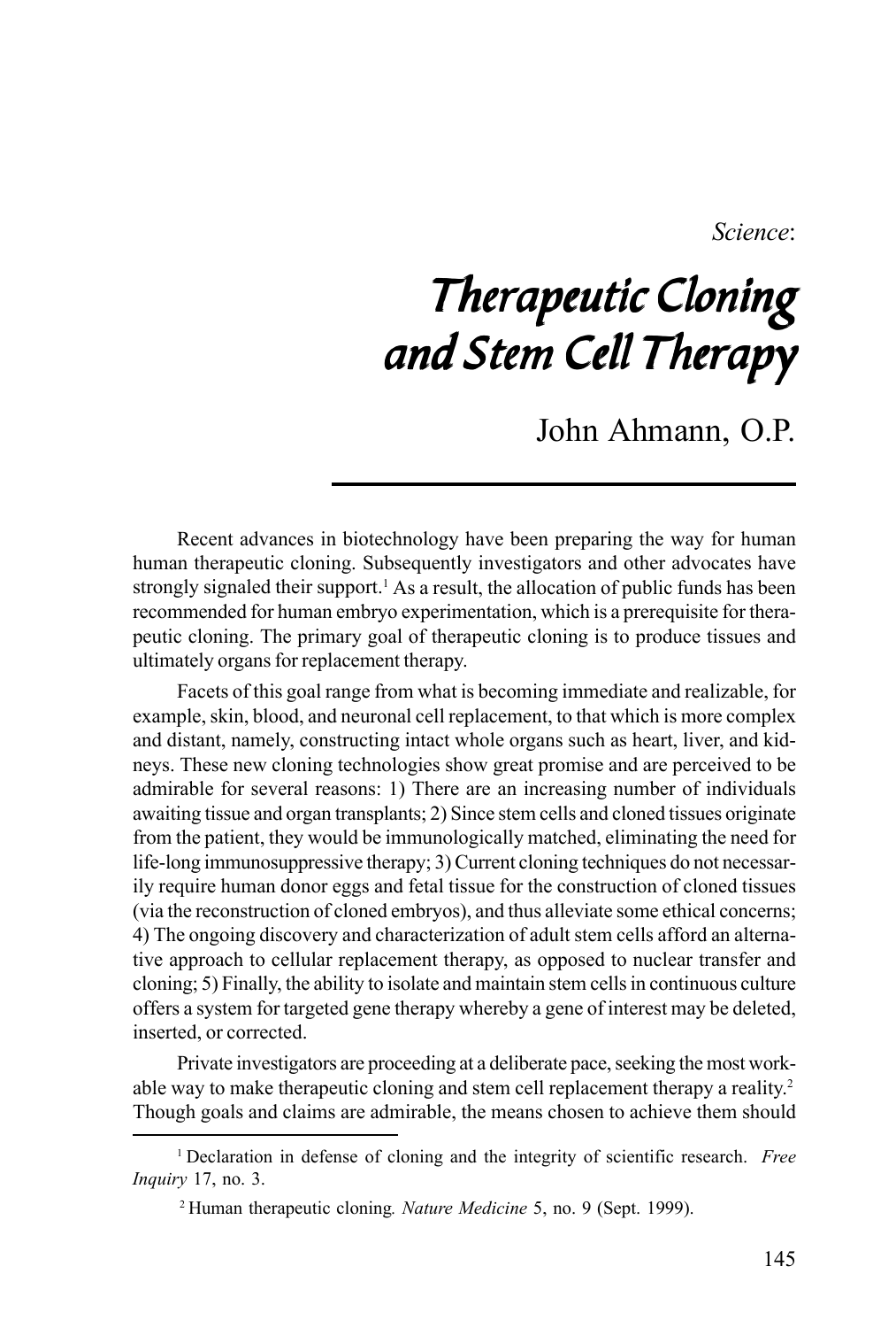*Science*:

# Therapeutic Cloning and Stem Cell Therapy

John Ahmann, O.P.

---

Recent advances in biotechnology have been preparing the way for human human therapeutic cloning. Subsequently investigators and other advocates have strongly signaled their support.[1] As a result, the allocation of public funds has been recommended for human embryo experimentation, which is a prerequisite for therapeutic cloning. The primary goal of therapeutic cloning is to produce tissues and ultimately organs for replacement therapy.

Facets of this goal range from what is becoming immediate and realizable, for example, skin, blood, and neuronal cell replacement, to that which is more complex and distant, namely, constructing intact whole organs such as heart, liver, and kidneys. These new cloning technologies show great promise and are perceived to be admirable for several reasons: 1) There are an increasing number of individuals awaiting tissue and organ transplants; 2) Since stem cells and cloned tissues originate from the patient, they would be immunologically matched, eliminating the need for life-long immunosuppressive therapy; 3) Current cloning techniques do not necessarily require human donor eggs and fetal tissue for the construction of cloned tissues (via the reconstruction of cloned embryos), and thus alleviate some ethical concerns; 4) The ongoing discovery and characterization of adult stem cells afford an alternative approach to cellular replacement therapy, as opposed to nuclear transfer and cloning; 5) Finally, the ability to isolate and maintain stem cells in continuous culture offers a system for targeted gene therapy whereby a gene of interest may be deleted, inserted, or corrected.

Private investigators are proceeding at a deliberate pace, seeking the most workable way to make therapeutic cloning and stem cell replacement therapy a reality.[2] Though goals and claims are admirable, the means chosen to achieve them should

---

[1] Declaration in defense of cloning and the integrity of scientific research. *Free Inquiry* 17, no. 3.

[2] Human therapeutic cloning. *Nature Medicine* 5, no. 9 (Sept. 1999).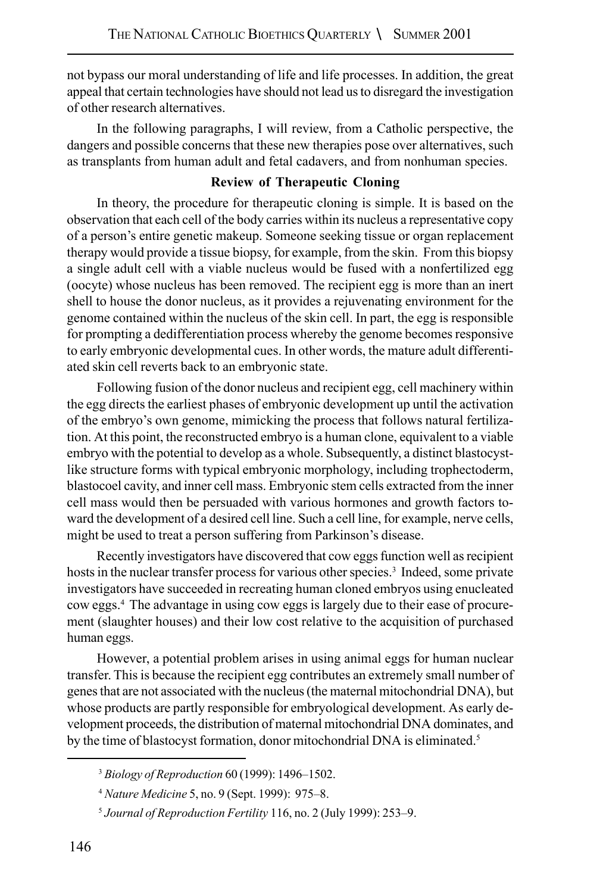not bypass our moral understanding of life and life processes. In addition, the great appeal that certain technologies have should not lead us to disregard the investigation of other research alternatives.

In the following paragraphs, I will review, from a Catholic perspective, the dangers and possible concerns that these new therapies pose over alternatives, such as transplants from human adult and fetal cadavers, and from nonhuman species.

## Review of Therapeutic Cloning

In theory, the procedure for therapeutic cloning is simple. It is based on the observation that each cell of the body carries within its nucleus a representative copy of a person's entire genetic makeup. Someone seeking tissue or organ replacement therapy would provide a tissue biopsy, for example, from the skin. From this biopsy a single adult cell with a viable nucleus would be fused with a nonfertilized egg (oocyte) whose nucleus has been removed. The recipient egg is more than an inert shell to house the donor nucleus, as it provides a rejuvenating environment for the genome contained within the nucleus of the skin cell. In part, the egg is responsible for prompting a dedifferentiation process whereby the genome becomes responsive to early embryonic developmental cues. In other words, the mature adult differentiated skin cell reverts back to an embryonic state.

Following fusion of the donor nucleus and recipient egg, cell machinery within the egg directs the earliest phases of embryonic development up until the activation of the embryo's own genome, mimicking the process that follows natural fertilization. At this point, the reconstructed embryo is a human clone, equivalent to a viable embryo with the potential to develop as a whole. Subsequently, a distinct blastocyst-like structure forms with typical embryonic morphology, including trophectoderm, blastocoel cavity, and inner cell mass. Embryonic stem cells extracted from the inner cell mass would then be persuaded with various hormones and growth factors toward the development of a desired cell line. Such a cell line, for example, nerve cells, might be used to treat a person suffering from Parkinson's disease.

Recently investigators have discovered that cow eggs function well as recipient hosts in the nuclear transfer process for various other species.[3] Indeed, some private investigators have succeeded in recreating human cloned embryos using enucleated cow eggs.[4] The advantage in using cow eggs is largely due to their ease of procurement (slaughter houses) and their low cost relative to the acquisition of purchased human eggs.

However, a potential problem arises in using animal eggs for human nuclear transfer. This is because the recipient egg contributes an extremely small number of genes that are not associated with the nucleus (the maternal mitochondrial DNA), but whose products are partly responsible for embryological development. As early development proceeds, the distribution of maternal mitochondrial DNA dominates, and by the time of blastocyst formation, donor mitochondrial DNA is eliminated.[5]

---

[3] *Biology of Reproduction* 60 (1999): 1496–1502.

[4] *Nature Medicine* 5, no. 9 (Sept. 1999): 975–8.

[5] *Journal of Reproduction Fertility* 116, no. 2 (July 1999): 253–9.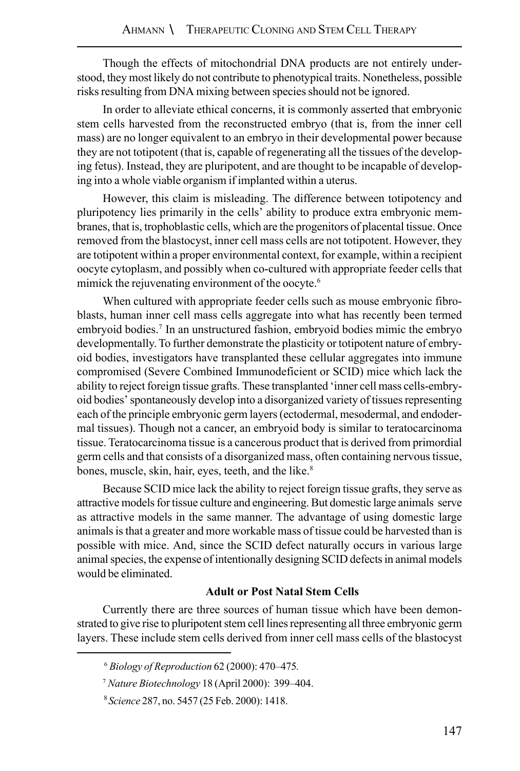Though the effects of mitochondrial DNA products are not entirely understood, they most likely do not contribute to phenotypical traits. Nonetheless, possible risks resulting from DNA mixing between species should not be ignored.

In order to alleviate ethical concerns, it is commonly asserted that embryonic stem cells harvested from the reconstructed embryo (that is, from the inner cell mass) are no longer equivalent to an embryo in their developmental power because they are not totipotent (that is, capable of regenerating all the tissues of the developing fetus). Instead, they are pluripotent, and are thought to be incapable of developing into a whole viable organism if implanted within a uterus.

However, this claim is misleading. The difference between totipotency and pluripotency lies primarily in the cells' ability to produce extra embryonic membranes, that is, trophoblastic cells, which are the progenitors of placental tissue. Once removed from the blastocyst, inner cell mass cells are not totipotent. However, they are totipotent within a proper environmental context, for example, within a recipient oocyte cytoplasm, and possibly when co-cultured with appropriate feeder cells that mimick the rejuvenating environment of the oocyte.[6]

When cultured with appropriate feeder cells such as mouse embryonic fibroblasts, human inner cell mass cells aggregate into what has recently been termed embryoid bodies.[7] In an unstructured fashion, embryoid bodies mimic the embryo developmentally. To further demonstrate the plasticity or totipotent nature of embryoid bodies, investigators have transplanted these cellular aggregates into immune compromised (Severe Combined Immunodeficient or SCID) mice which lack the ability to reject foreign tissue grafts. These transplanted 'inner cell mass cells-embryoid bodies' spontaneously develop into a disorganized variety of tissues representing each of the principle embryonic germ layers (ectodermal, mesodermal, and endodermal tissues). Though not a cancer, an embryoid body is similar to teratocarcinoma tissue. Teratocarcinoma tissue is a cancerous product that is derived from primordial germ cells and that consists of a disorganized mass, often containing nervous tissue, bones, muscle, skin, hair, eyes, teeth, and the like.[8]

Because SCID mice lack the ability to reject foreign tissue grafts, they serve as attractive models for tissue culture and engineering. But domestic large animals serve as attractive models in the same manner. The advantage of using domestic large animals is that a greater and more workable mass of tissue could be harvested than is possible with mice. And, since the SCID defect naturally occurs in various large animal species, the expense of intentionally designing SCID defects in animal models would be eliminated.

**Adult or Post Natal Stem Cells**

Currently there are three sources of human tissue which have been demonstrated to give rise to pluripotent stem cell lines representing all three embryonic germ layers. These include stem cells derived from inner cell mass cells of the blastocyst

---

[6] *Biology of Reproduction* 62 (2000): 470–475.

[7] *Nature Biotechnology* 18 (April 2000): 399–404.

[8] *Science* 287, no. 5457 (25 Feb. 2000): 1418.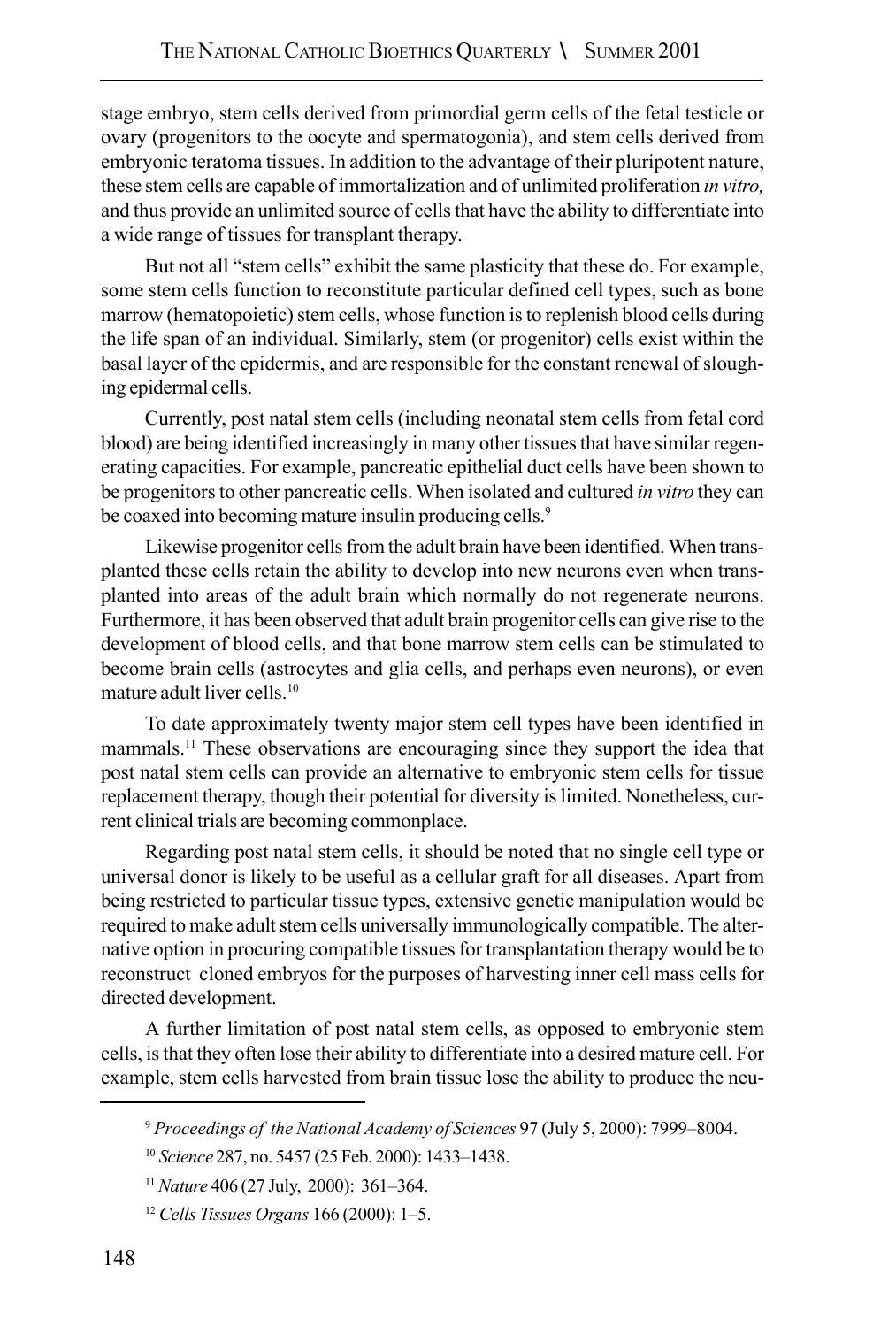stage embryo, stem cells derived from primordial germ cells of the fetal testicle or ovary (progenitors to the oocyte and spermatogonia), and stem cells derived from embryonic teratoma tissues. In addition to the advantage of their pluripotent nature, these stem cells are capable of immortalization and of unlimited proliferation *in vitro,* and thus provide an unlimited source of cells that have the ability to differentiate into a wide range of tissues for transplant therapy.

But not all "stem cells" exhibit the same plasticity that these do. For example, some stem cells function to reconstitute particular defined cell types, such as bone marrow (hematopoietic) stem cells, whose function is to replenish blood cells during the life span of an individual. Similarly, stem (or progenitor) cells exist within the basal layer of the epidermis, and are responsible for the constant renewal of sloughing epidermal cells.

Currently, post natal stem cells (including neonatal stem cells from fetal cord blood) are being identified increasingly in many other tissues that have similar regenerating capacities. For example, pancreatic epithelial duct cells have been shown to be progenitors to other pancreatic cells. When isolated and cultured *in vitro* they can be coaxed into becoming mature insulin producing cells.[9]

Likewise progenitor cells from the adult brain have been identified. When transplanted these cells retain the ability to develop into new neurons even when transplanted into areas of the adult brain which normally do not regenerate neurons. Furthermore, it has been observed that adult brain progenitor cells can give rise to the development of blood cells, and that bone marrow stem cells can be stimulated to become brain cells (astrocytes and glia cells, and perhaps even neurons), or even mature adult liver cells.[10]

To date approximately twenty major stem cell types have been identified in mammals.[11] These observations are encouraging since they support the idea that post natal stem cells can provide an alternative to embryonic stem cells for tissue replacement therapy, though their potential for diversity is limited. Nonetheless, current clinical trials are becoming commonplace.

Regarding post natal stem cells, it should be noted that no single cell type or universal donor is likely to be useful as a cellular graft for all diseases. Apart from being restricted to particular tissue types, extensive genetic manipulation would be required to make adult stem cells universally immunologically compatible. The alternative option in procuring compatible tissues for transplantation therapy would be to reconstruct cloned embryos for the purposes of harvesting inner cell mass cells for directed development.

A further limitation of post natal stem cells, as opposed to embryonic stem cells, is that they often lose their ability to differentiate into a desired mature cell. For example, stem cells harvested from brain tissue lose the ability to produce the neu-

---

[9] *Proceedings of the National Academy of Sciences* 97 (July 5, 2000): 7999–8004.

[10] *Science* 287, no. 5457 (25 Feb. 2000): 1433–1438.

[11] *Nature* 406 (27 July, 2000): 361–364.

[12] *Cells Tissues Organs* 166 (2000): 1–5.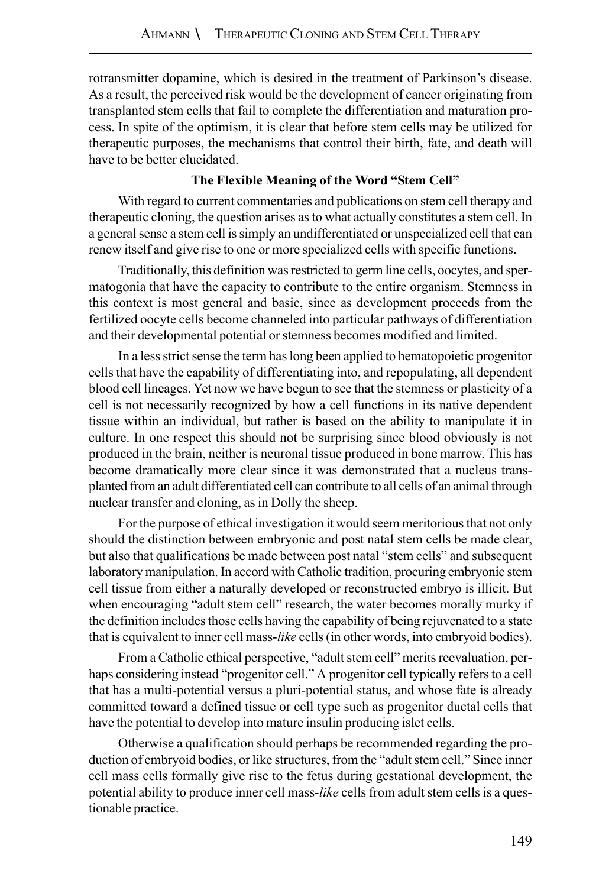rotransmitter dopamine, which is desired in the treatment of Parkinson's disease. As a result, the perceived risk would be the development of cancer originating from transplanted stem cells that fail to complete the differentiation and maturation process. In spite of the optimism, it is clear that before stem cells may be utilized for therapeutic purposes, the mechanisms that control their birth, fate, and death will have to be better elucidated.

### The Flexible Meaning of the Word "Stem Cell"

With regard to current commentaries and publications on stem cell therapy and therapeutic cloning, the question arises as to what actually constitutes a stem cell. In a general sense a stem cell is simply an undifferentiated or unspecialized cell that can renew itself and give rise to one or more specialized cells with specific functions.

Traditionally, this definition was restricted to germ line cells, oocytes, and spermatogonia that have the capacity to contribute to the entire organism. Stemness in this context is most general and basic, since as development proceeds from the fertilized oocyte cells become channeled into particular pathways of differentiation and their developmental potential or stemness becomes modified and limited.

In a less strict sense the term has long been applied to hematopoietic progenitor cells that have the capability of differentiating into, and repopulating, all dependent blood cell lineages. Yet now we have begun to see that the stemness or plasticity of a cell is not necessarily recognized by how a cell functions in its native dependent tissue within an individual, but rather is based on the ability to manipulate it in culture. In one respect this should not be surprising since blood obviously is not produced in the brain, neither is neuronal tissue produced in bone marrow. This has become dramatically more clear since it was demonstrated that a nucleus transplanted from an adult differentiated cell can contribute to all cells of an animal through nuclear transfer and cloning, as in Dolly the sheep.

For the purpose of ethical investigation it would seem meritorious that not only should the distinction between embryonic and post natal stem cells be made clear, but also that qualifications be made between post natal "stem cells" and subsequent laboratory manipulation. In accord with Catholic tradition, procuring embryonic stem cell tissue from either a naturally developed or reconstructed embryo is illicit. But when encouraging "adult stem cell" research, the water becomes morally murky if the definition includes those cells having the capability of being rejuvenated to a state that is equivalent to inner cell mass-*like* cells (in other words, into embryoid bodies).

From a Catholic ethical perspective, "adult stem cell" merits reevaluation, perhaps considering instead "progenitor cell." A progenitor cell typically refers to a cell that has a multi-potential versus a pluri-potential status, and whose fate is already committed toward a defined tissue or cell type such as progenitor ductal cells that have the potential to develop into mature insulin producing islet cells.

Otherwise a qualification should perhaps be recommended regarding the production of embryoid bodies, or like structures, from the "adult stem cell." Since inner cell mass cells formally give rise to the fetus during gestational development, the potential ability to produce inner cell mass-*like* cells from adult stem cells is a questionable practice.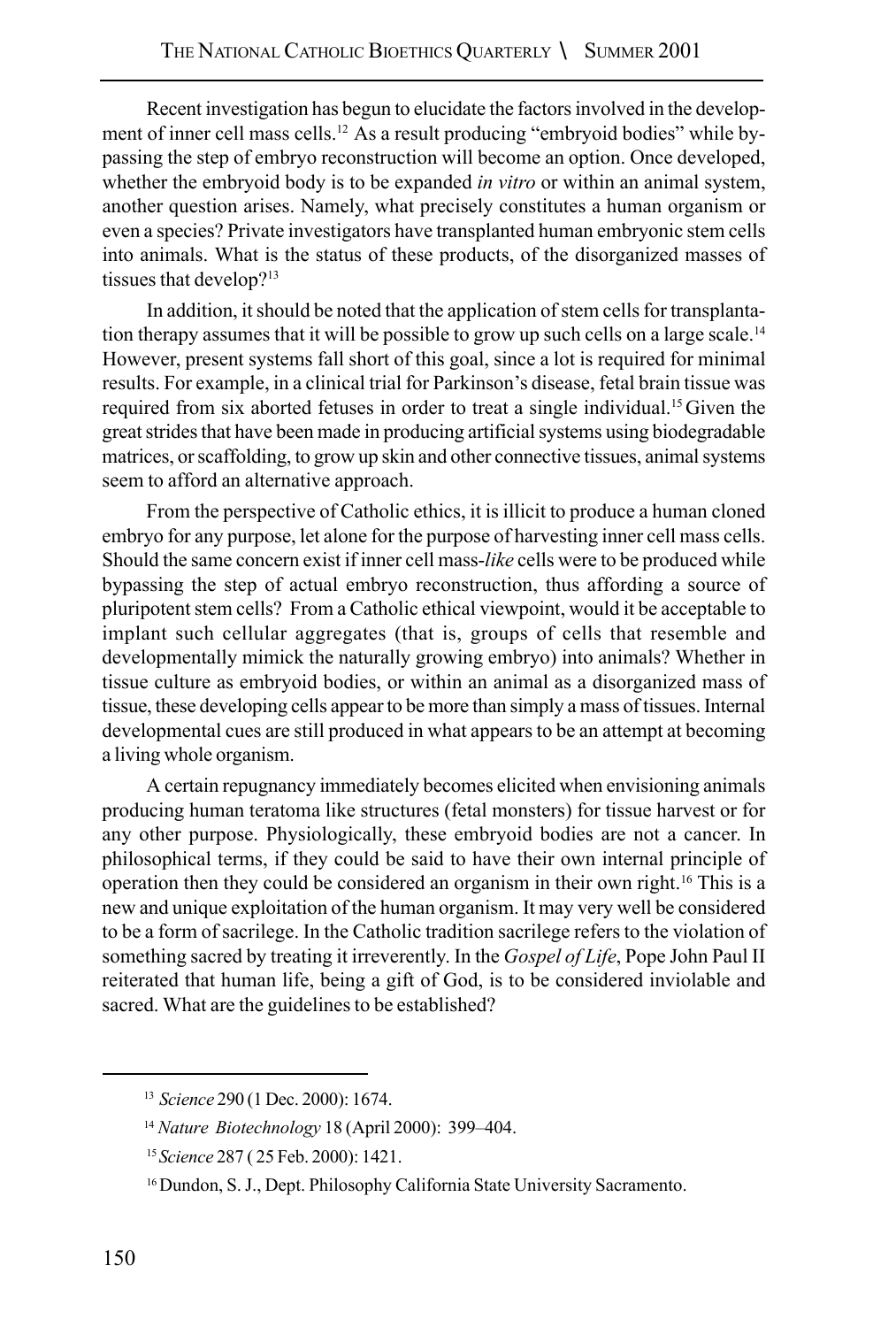Recent investigation has begun to elucidate the factors involved in the development of inner cell mass cells.[12] As a result producing "embryoid bodies" while bypassing the step of embryo reconstruction will become an option. Once developed, whether the embryoid body is to be expanded *in vitro* or within an animal system, another question arises. Namely, what precisely constitutes a human organism or even a species? Private investigators have transplanted human embryonic stem cells into animals. What is the status of these products, of the disorganized masses of tissues that develop?[13]

In addition, it should be noted that the application of stem cells for transplantation therapy assumes that it will be possible to grow up such cells on a large scale.[14] However, present systems fall short of this goal, since a lot is required for minimal results. For example, in a clinical trial for Parkinson's disease, fetal brain tissue was required from six aborted fetuses in order to treat a single individual.[15] Given the great strides that have been made in producing artificial systems using biodegradable matrices, or scaffolding, to grow up skin and other connective tissues, animal systems seem to afford an alternative approach.

From the perspective of Catholic ethics, it is illicit to produce a human cloned embryo for any purpose, let alone for the purpose of harvesting inner cell mass cells. Should the same concern exist if inner cell mass-*like* cells were to be produced while bypassing the step of actual embryo reconstruction, thus affording a source of pluripotent stem cells? From a Catholic ethical viewpoint, would it be acceptable to implant such cellular aggregates (that is, groups of cells that resemble and developmentally mimick the naturally growing embryo) into animals? Whether in tissue culture as embryoid bodies, or within an animal as a disorganized mass of tissue, these developing cells appear to be more than simply a mass of tissues. Internal developmental cues are still produced in what appears to be an attempt at becoming a living whole organism.

A certain repugnancy immediately becomes elicited when envisioning animals producing human teratoma like structures (fetal monsters) for tissue harvest or for any other purpose. Physiologically, these embryoid bodies are not a cancer. In philosophical terms, if they could be said to have their own internal principle of operation then they could be considered an organism in their own right.[16] This is a new and unique exploitation of the human organism. It may very well be considered to be a form of sacrilege. In the Catholic tradition sacrilege refers to the violation of something sacred by treating it irreverently. In the *Gospel of Life*, Pope John Paul II reiterated that human life, being a gift of God, is to be considered inviolable and sacred. What are the guidelines to be established?

---

[13] *Science* 290 (1 Dec. 2000): 1674.

[14] *Nature Biotechnology* 18 (April 2000): 399–404.

[15] *Science* 287 ( 25 Feb. 2000): 1421.

[16] Dundon, S. J., Dept. Philosophy California State University Sacramento.